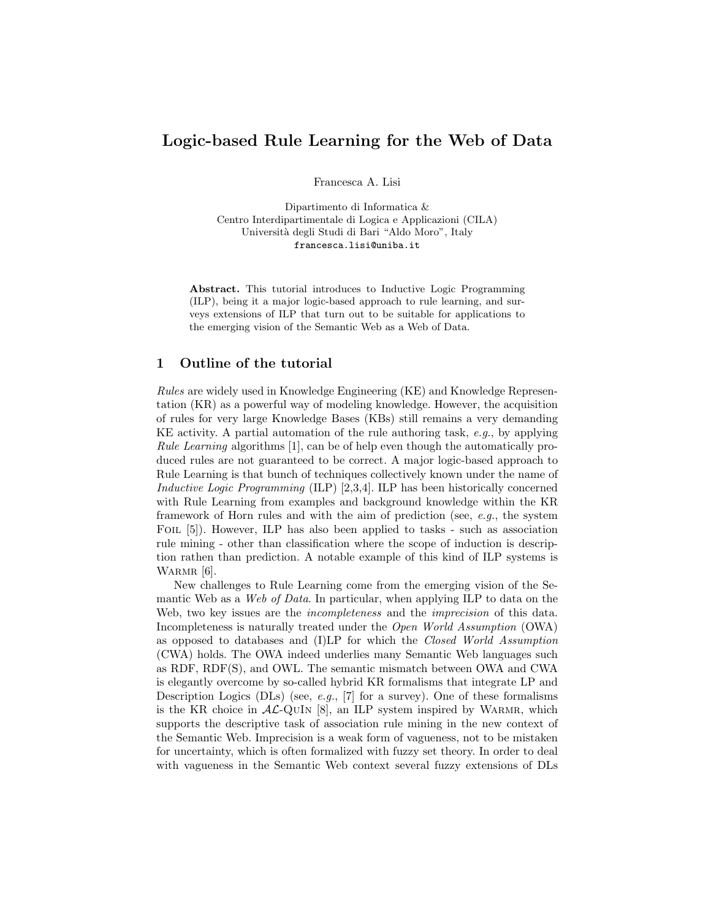# Logic-based Rule Learning for the Web of Data

Francesca A. Lisi

Dipartimento di Informatica &
Centro Interdipartimentale di Logica e Applicazioni (CILA)
Università degli Studi di Bari "Aldo Moro", Italy
francesca.lisi@uniba.it

**Abstract.** This tutorial introduces to Inductive Logic Programming (ILP), being it a major logic-based approach to rule learning, and surveys extensions of ILP that turn out to be suitable for applications to the emerging vision of the Semantic Web as a Web of Data.

## 1 Outline of the tutorial

*Rules* are widely used in Knowledge Engineering (KE) and Knowledge Representation (KR) as a powerful way of modeling knowledge. However, the acquisition of rules for very large Knowledge Bases (KBs) still remains a very demanding KE activity. A partial automation of the rule authoring task, *e.g.*, by applying *Rule Learning* algorithms [1], can be of help even though the automatically produced rules are not guaranteed to be correct. A major logic-based approach to Rule Learning is that bunch of techniques collectively known under the name of *Inductive Logic Programming* (ILP) [2,3,4]. ILP has been historically concerned with Rule Learning from examples and background knowledge within the KR framework of Horn rules and with the aim of prediction (see, *e.g.*, the system Foil [5]). However, ILP has also been applied to tasks - such as association rule mining - other than classification where the scope of induction is description rathen than prediction. A notable example of this kind of ILP systems is Warmr [6].

New challenges to Rule Learning come from the emerging vision of the Semantic Web as a *Web of Data*. In particular, when applying ILP to data on the Web, two key issues are the *incompleteness* and the *imprecision* of this data. Incompleteness is naturally treated under the *Open World Assumption* (OWA) as opposed to databases and (I)LP for which the *Closed World Assumption* (CWA) holds. The OWA indeed underlies many Semantic Web languages such as RDF, RDF(S), and OWL. The semantic mismatch between OWA and CWA is elegantly overcome by so-called hybrid KR formalisms that integrate LP and Description Logics (DLs) (see, *e.g.*, [7] for a survey). One of these formalisms is the KR choice in $\mathcal{AL}$-QuIn [8], an ILP system inspired by Warmr, which supports the descriptive task of association rule mining in the new context of the Semantic Web. Imprecision is a weak form of vagueness, not to be mistaken for uncertainty, which is often formalized with fuzzy set theory. In order to deal with vagueness in the Semantic Web context several fuzzy extensions of DLs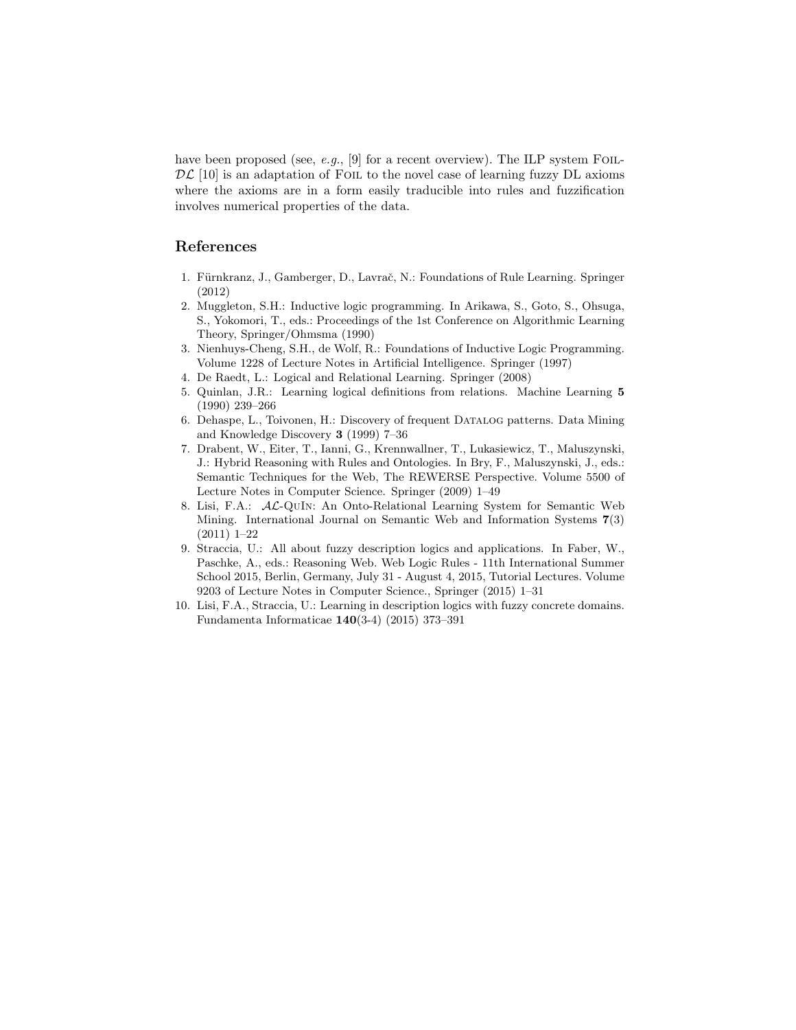have been proposed (see, *e.g.*, [9] for a recent overview). The ILP system Foil-$\mathcal{DL}$ [10] is an adaptation of Foil to the novel case of learning fuzzy DL axioms where the axioms are in a form easily traducible into rules and fuzzification involves numerical properties of the data.

## References

1. Fürnkranz, J., Gamberger, D., Lavrač, N.: Foundations of Rule Learning. Springer (2012)
2. Muggleton, S.H.: Inductive logic programming. In Arikawa, S., Goto, S., Ohsuga, S., Yokomori, T., eds.: Proceedings of the 1st Conference on Algorithmic Learning Theory, Springer/Ohmsma (1990)
3. Nienhuys-Cheng, S.H., de Wolf, R.: Foundations of Inductive Logic Programming. Volume 1228 of Lecture Notes in Artificial Intelligence. Springer (1997)
4. De Raedt, L.: Logical and Relational Learning. Springer (2008)
5. Quinlan, J.R.: Learning logical definitions from relations. Machine Learning **5** (1990) 239–266
6. Dehaspe, L., Toivonen, H.: Discovery of frequent Datalog patterns. Data Mining and Knowledge Discovery **3** (1999) 7–36
7. Drabent, W., Eiter, T., Ianni, G., Krennwallner, T., Lukasiewicz, T., Maluszynski, J.: Hybrid Reasoning with Rules and Ontologies. In Bry, F., Maluszynski, J., eds.: Semantic Techniques for the Web, The REWERSE Perspective. Volume 5500 of Lecture Notes in Computer Science. Springer (2009) 1–49
8. Lisi, F.A.: $\mathcal{AL}$-QuIn: An Onto-Relational Learning System for Semantic Web Mining. International Journal on Semantic Web and Information Systems **7**(3) (2011) 1–22
9. Straccia, U.: All about fuzzy description logics and applications. In Faber, W., Paschke, A., eds.: Reasoning Web. Web Logic Rules - 11th International Summer School 2015, Berlin, Germany, July 31 - August 4, 2015, Tutorial Lectures. Volume 9203 of Lecture Notes in Computer Science., Springer (2015) 1–31
10. Lisi, F.A., Straccia, U.: Learning in description logics with fuzzy concrete domains. Fundamenta Informaticae **140**(3-4) (2015) 373–391